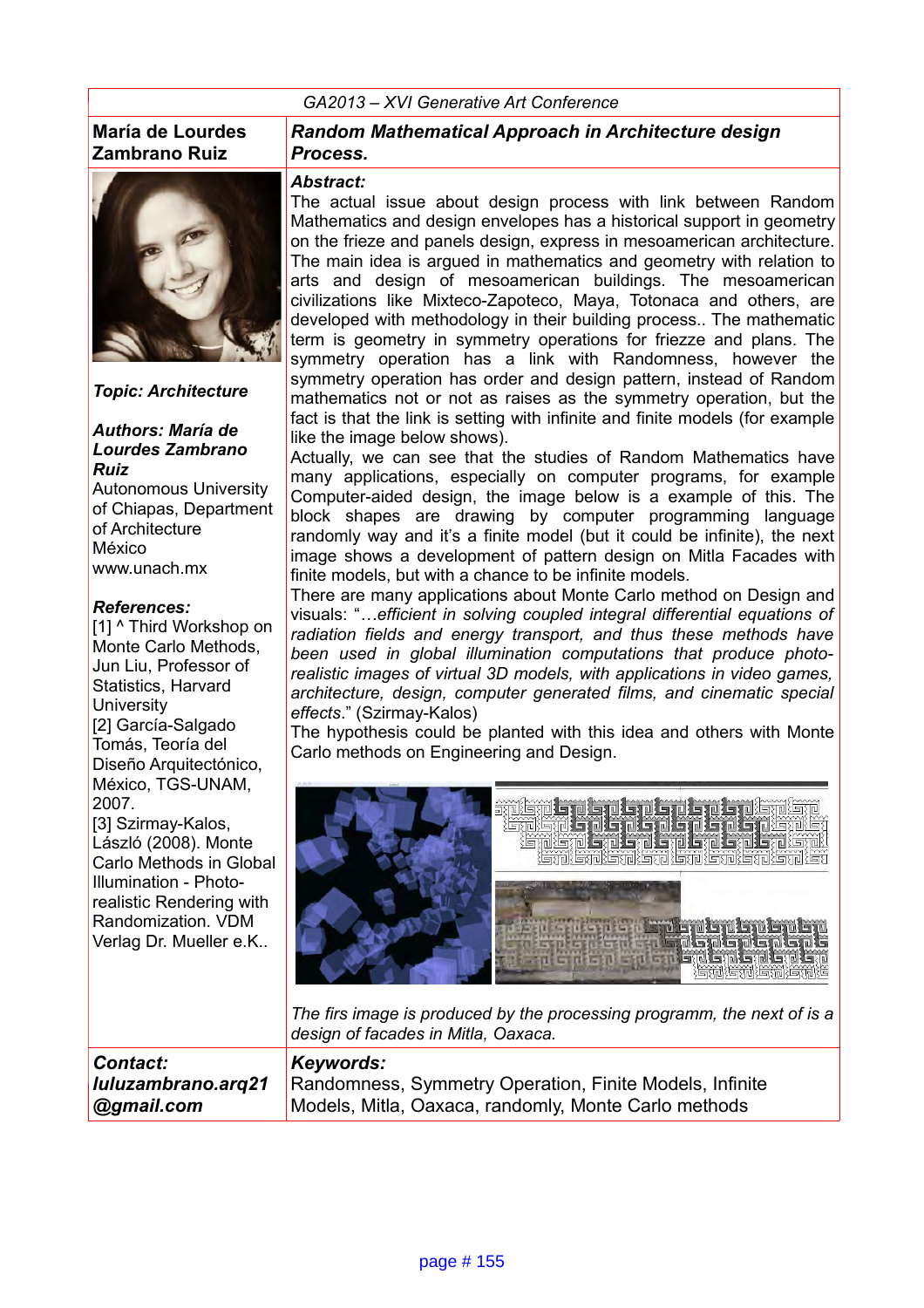GA2013 – XVI Generative Art Conference

**María de Lourdes Zambrano Ruiz**

# *Random Mathematical Approach in Architecture design Process.*

***Topic: Architecture***

***Authors: María de Lourdes Zambrano Ruiz***
Autonomous University of Chiapas, Department of Architecture
México
www.unach.mx

***References:***
[1] ^ Third Workshop on Monte Carlo Methods, Jun Liu, Professor of Statistics, Harvard University
[2] García-Salgado Tomás, Teoría del Diseño Arquitectónico, México, TGS-UNAM, 2007.
[3] Szirmay-Kalos, László (2008). Monte Carlo Methods in Global Illumination - Photo-realistic Rendering with Randomization. VDM Verlag Dr. Mueller e.K..

***Abstract:***

The actual issue about design process with link between Random Mathematics and design envelopes has a historical support in geometry on the frieze and panels design, express in mesoamerican architecture. The main idea is argued in mathematics and geometry with relation to arts and design of mesoamerican buildings. The mesoamerican civilizations like Mixteco-Zapoteco, Maya, Totonaca and others, are developed with methodology in their building process.. The mathematic term is geometry in symmetry operations for friezze and plans. The symmetry operation has a link with Randomness, however the symmetry operation has order and design pattern, instead of Random mathematics not or not as raises as the symmetry operation, but the fact is that the link is setting with infinite and finite models (for example like the image below shows).

Actually, we can see that the studies of Random Mathematics have many applications, especially on computer programs, for example Computer-aided design, the image below is a example of this. The block shapes are drawing by computer programming language randomly way and it's a finite model (but it could be infinite), the next image shows a development of pattern design on Mitla Facades with finite models, but with a chance to be infinite models.

There are many applications about Monte Carlo method on Design and visuals: "*...efficient in solving coupled integral differential equations of radiation fields and energy transport, and thus these methods have been used in global illumination computations that produce photo-realistic images of virtual 3D models, with applications in video games, architecture, design, computer generated films, and cinematic special effects.*" (Szirmay-Kalos)

The hypothesis could be planted with this idea and others with Monte Carlo methods on Engineering and Design.

*The firs image is produced by the processing programm, the next of is a design of facades in Mitla, Oaxaca.*

***Contact:***
***luluzambrano.arq21@gmail.com***

***Keywords:***
Randomness, Symmetry Operation, Finite Models, Infinite Models, Mitla, Oaxaca, randomly, Monte Carlo methods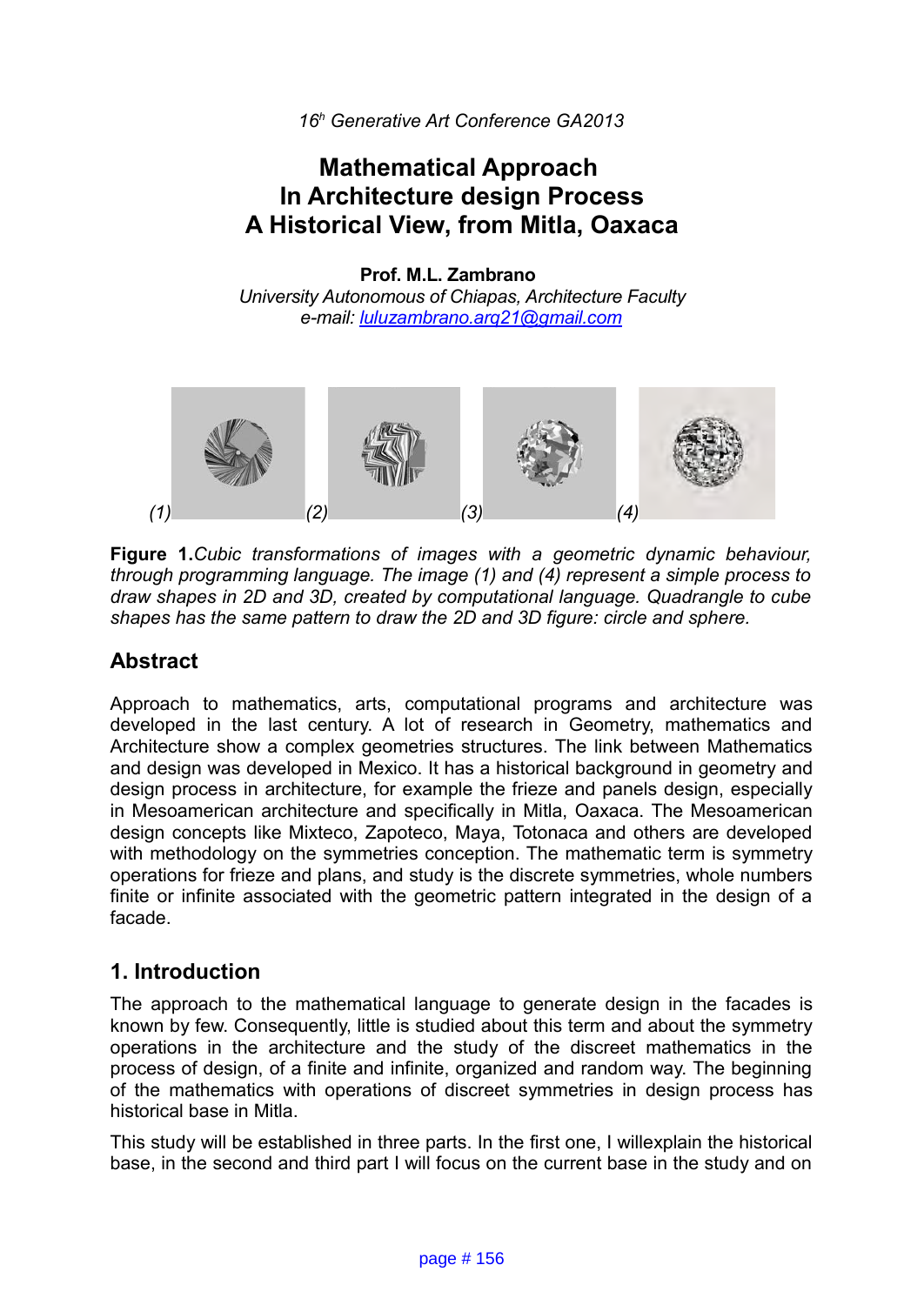## Mathematical Approach In Architecture design Process A Historical View, from Mitla, Oaxaca

**Prof. M.L. Zambrano**

*University Autonomous of Chiapas, Architecture Faculty*

*e-mail: luluzambrano.arq21@gmail.com*

(1) (2) (3) (4)

**Figure 1.** *Cubic transformations of images with a geometric dynamic behaviour, through programming language. The image (1) and (4) represent a simple process to draw shapes in 2D and 3D, created by computational language. Quadrangle to cube shapes has the same pattern to draw the 2D and 3D figure: circle and sphere.*

## Abstract

Approach to mathematics, arts, computational programs and architecture was developed in the last century. A lot of research in Geometry, mathematics and Architecture show a complex geometries structures. The link between Mathematics and design was developed in Mexico. It has a historical background in geometry and design process in architecture, for example the frieze and panels design, especially in Mesoamerican architecture and specifically in Mitla, Oaxaca. The Mesoamerican design concepts like Mixteco, Zapoteco, Maya, Totonaca and others are developed with methodology on the symmetries conception. The mathematic term is symmetry operations for frieze and plans, and study is the discrete symmetries, whole numbers finite or infinite associated with the geometric pattern integrated in the design of a facade.

## 1. Introduction

The approach to the mathematical language to generate design in the facades is known by few. Consequently, little is studied about this term and about the symmetry operations in the architecture and the study of the discreet mathematics in the process of design, of a finite and infinite, organized and random way. The beginning of the mathematics with operations of discreet symmetries in design process has historical base in Mitla.

This study will be established in three parts. In the first one, I willexplain the historical base, in the second and third part I will focus on the current base in the study and on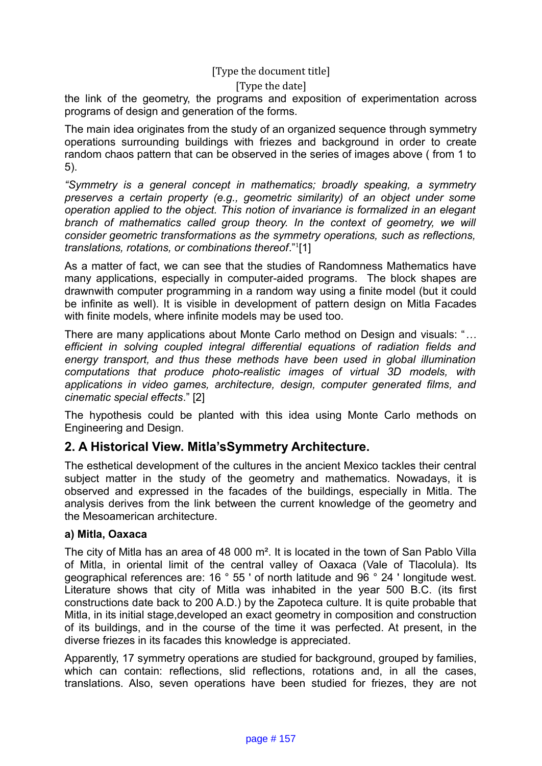the link of the geometry, the programs and exposition of experimentation across programs of design and generation of the forms.

The main idea originates from the study of an organized sequence through symmetry operations surrounding buildings with friezes and background in order to create random chaos pattern that can be observed in the series of images above ( from 1 to 5).

*"Symmetry is a general concept in mathematics; broadly speaking, a symmetry preserves a certain property (e.g., geometric similarity) of an object under some operation applied to the object. This notion of invariance is formalized in an elegant branch of mathematics called group theory. In the context of geometry, we will consider geometric transformations as the symmetry operations, such as reflections, translations, rotations, or combinations thereof*."[1][1]

As a matter of fact, we can see that the studies of Randomness Mathematics have many applications, especially in computer-aided programs. The block shapes are drawnwith computer programming in a random way using a finite model (but it could be infinite as well). It is visible in development of pattern design on Mitla Facades with finite models, where infinite models may be used too.

There are many applications about Monte Carlo method on Design and visuals: "*… efficient in solving coupled integral differential equations of radiation fields and energy transport, and thus these methods have been used in global illumination computations that produce photo-realistic images of virtual 3D models, with applications in video games, architecture, design, computer generated films, and cinematic special effects*." [2]

The hypothesis could be planted with this idea using Monte Carlo methods on Engineering and Design.

## 2. A Historical View. Mitla'sSymmetry Architecture.

The esthetical development of the cultures in the ancient Mexico tackles their central subject matter in the study of the geometry and mathematics. Nowadays, it is observed and expressed in the facades of the buildings, especially in Mitla. The analysis derives from the link between the current knowledge of the geometry and the Mesoamerican architecture.

### a) Mitla, Oaxaca

The city of Mitla has an area of 48 000 m². It is located in the town of San Pablo Villa of Mitla, in oriental limit of the central valley of Oaxaca (Vale of Tlacolula). Its geographical references are: 16 ° 55 ' of north latitude and 96 ° 24 ' longitude west. Literature shows that city of Mitla was inhabited in the year 500 B.C. (its first constructions date back to 200 A.D.) by the Zapoteca culture. It is quite probable that Mitla, in its initial stage,developed an exact geometry in composition and construction of its buildings, and in the course of the time it was perfected. At present, in the diverse friezes in its facades this knowledge is appreciated.

Apparently, 17 symmetry operations are studied for background, grouped by families, which can contain: reflections, slid reflections, rotations and, in all the cases, translations. Also, seven operations have been studied for friezes, they are not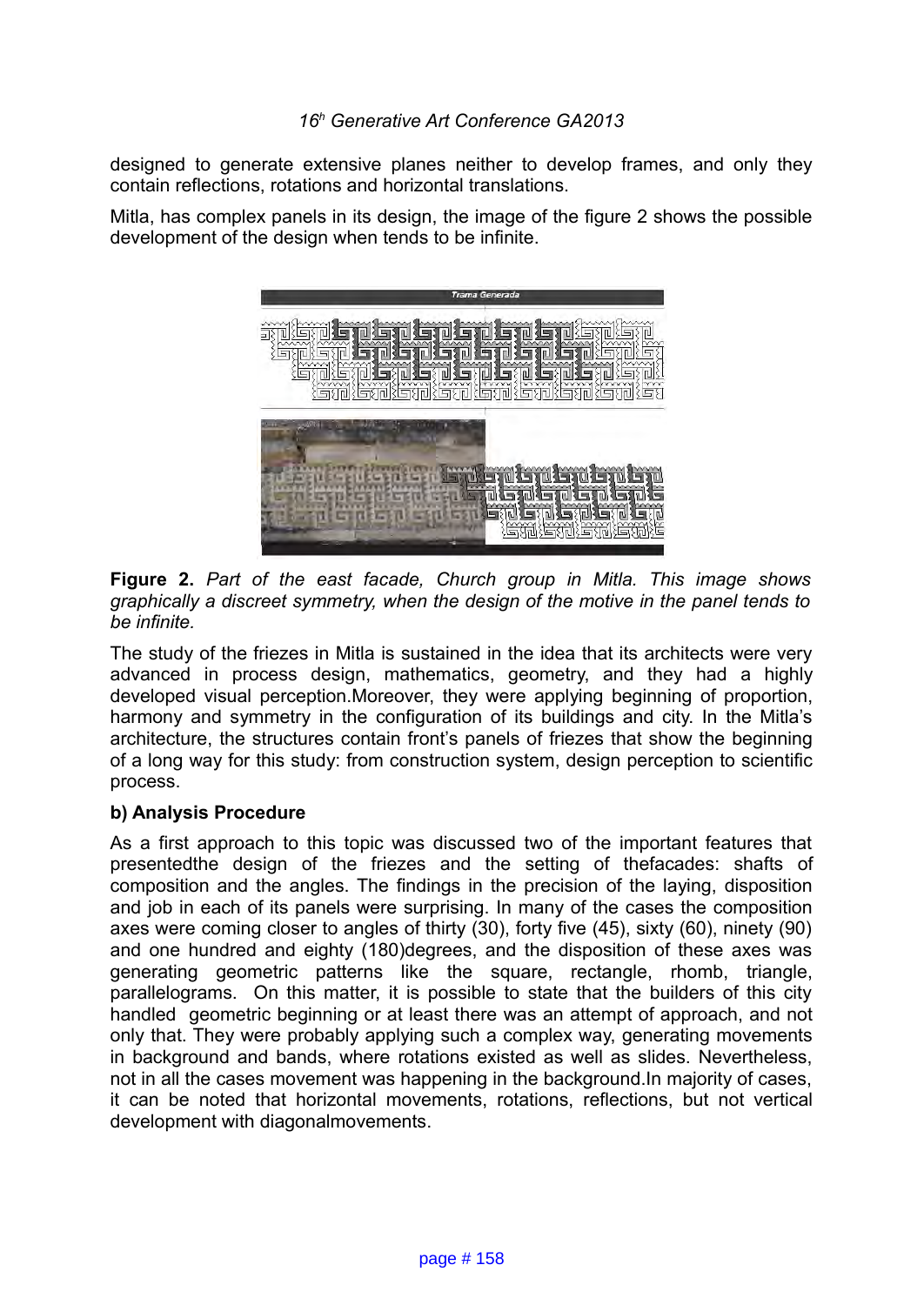designed to generate extensive planes neither to develop frames, and only they contain reflections, rotations and horizontal translations.

Mitla, has complex panels in its design, the image of the figure 2 shows the possible development of the design when tends to be infinite.

**Figure 2.** *Part of the east facade, Church group in Mitla. This image shows graphically a discreet symmetry, when the design of the motive in the panel tends to be infinite.*

The study of the friezes in Mitla is sustained in the idea that its architects were very advanced in process design, mathematics, geometry, and they had a highly developed visual perception.Moreover, they were applying beginning of proportion, harmony and symmetry in the configuration of its buildings and city. In the Mitla's architecture, the structures contain front's panels of friezes that show the beginning of a long way for this study: from construction system, design perception to scientific process.

**b) Analysis Procedure**

As a first approach to this topic was discussed two of the important features that presentedthe design of the friezes and the setting of thefacades: shafts of composition and the angles. The findings in the precision of the laying, disposition and job in each of its panels were surprising. In many of the cases the composition axes were coming closer to angles of thirty (30), forty five (45), sixty (60), ninety (90) and one hundred and eighty (180)degrees, and the disposition of these axes was generating geometric patterns like the square, rectangle, rhomb, triangle, parallelograms. On this matter, it is possible to state that the builders of this city handled geometric beginning or at least there was an attempt of approach, and not only that. They were probably applying such a complex way, generating movements in background and bands, where rotations existed as well as slides. Nevertheless, not in all the cases movement was happening in the background.In majority of cases, it can be noted that horizontal movements, rotations, reflections, but not vertical development with diagonalmovements.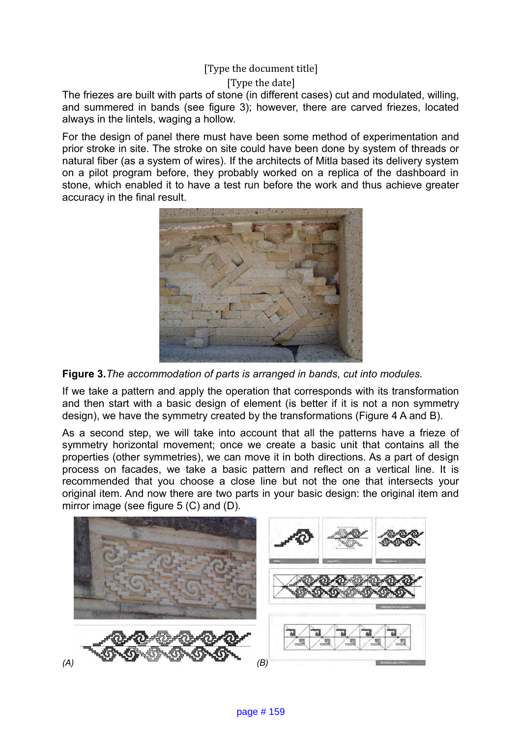The friezes are built with parts of stone (in different cases) cut and modulated, willing, and summered in bands (see figure 3); however, there are carved friezes, located always in the lintels, waging a hollow.

For the design of panel there must have been some method of experimentation and prior stroke in site. The stroke on site could have been done by system of threads or natural fiber (as a system of wires). If the architects of Mitla based its delivery system on a pilot program before, they probably worked on a replica of the dashboard in stone, which enabled it to have a test run before the work and thus achieve greater accuracy in the final result.

**Figure 3.** *The accommodation of parts is arranged in bands, cut into modules.*

If we take a pattern and apply the operation that corresponds with its transformation and then start with a basic design of element (is better if it is not a non symmetry design), we have the symmetry created by the transformations (Figure 4 A and B).

As a second step, we will take into account that all the patterns have a frieze of symmetry horizontal movement; once we create a basic unit that contains all the properties (other symmetries), we can move it in both directions. As a part of design process on facades, we take a basic pattern and reflect on a vertical line. It is recommended that you choose a close line but not the one that intersects your original item. And now there are two parts in your basic design: the original item and mirror image (see figure 5 (C) and (D).

*(A)* *(B)*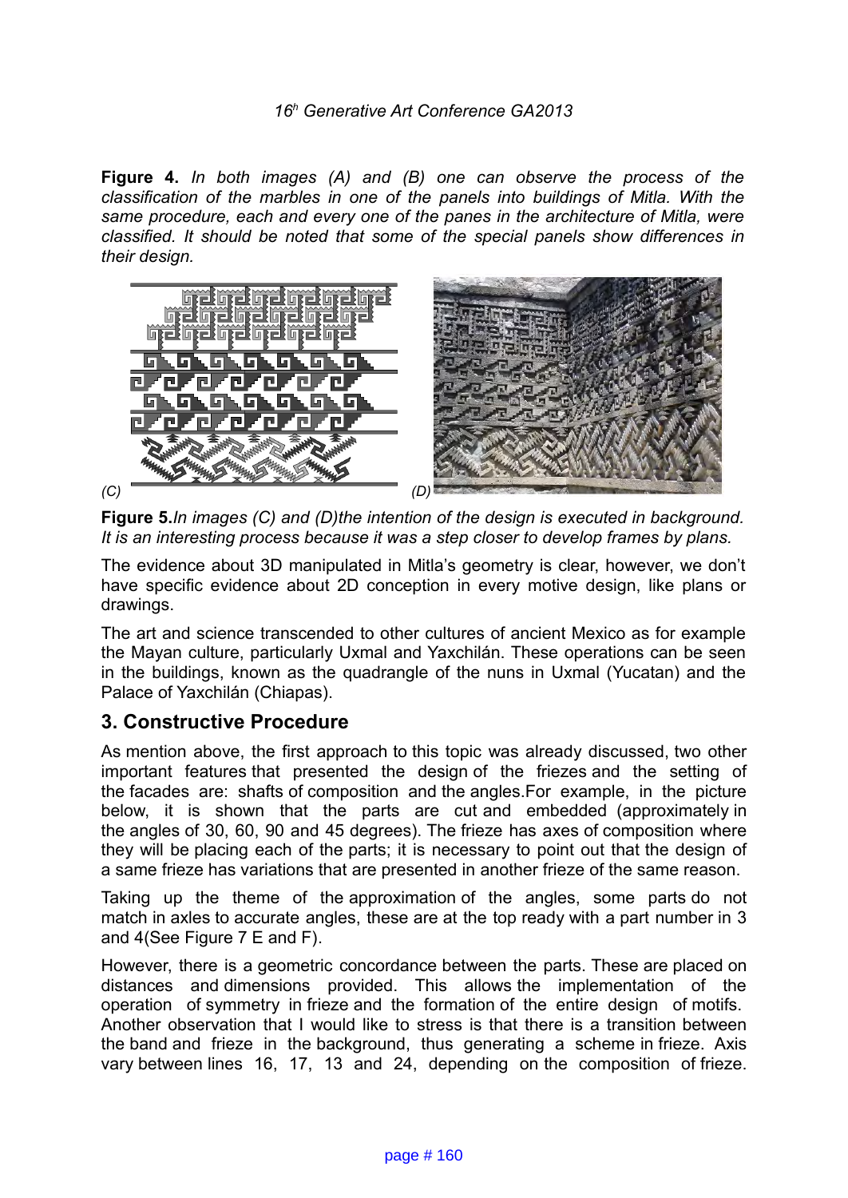**Figure 4.** *In both images (A) and (B) one can observe the process of the classification of the marbles in one of the panels into buildings of Mitla. With the same procedure, each and every one of the panes in the architecture of Mitla, were classified. It should be noted that some of the special panels show differences in their design.*

*(C)* *(D)*

**Figure 5.***In images (C) and (D)the intention of the design is executed in background. It is an interesting process because it was a step closer to develop frames by plans.*

The evidence about 3D manipulated in Mitla's geometry is clear, however, we don't have specific evidence about 2D conception in every motive design, like plans or drawings.

The art and science transcended to other cultures of ancient Mexico as for example the Mayan culture, particularly Uxmal and Yaxchilán. These operations can be seen in the buildings, known as the quadrangle of the nuns in Uxmal (Yucatan) and the Palace of Yaxchilán (Chiapas).

## 3. Constructive Procedure

As mention above, the first approach to this topic was already discussed, two other important features that presented the design of the friezes and the setting of the facades are: shafts of composition and the angles.For example, in the picture below, it is shown that the parts are cut and embedded (approximately in the angles of 30, 60, 90 and 45 degrees). The frieze has axes of composition where they will be placing each of the parts; it is necessary to point out that the design of a same frieze has variations that are presented in another frieze of the same reason.

Taking up the theme of the approximation of the angles, some parts do not match in axles to accurate angles, these are at the top ready with a part number in 3 and 4(See Figure 7 E and F).

However, there is a geometric concordance between the parts. These are placed on distances and dimensions provided. This allows the implementation of the operation of symmetry in frieze and the formation of the entire design of motifs. Another observation that I would like to stress is that there is a transition between the band and frieze in the background, thus generating a scheme in frieze. Axis vary between lines 16, 17, 13 and 24, depending on the composition of frieze.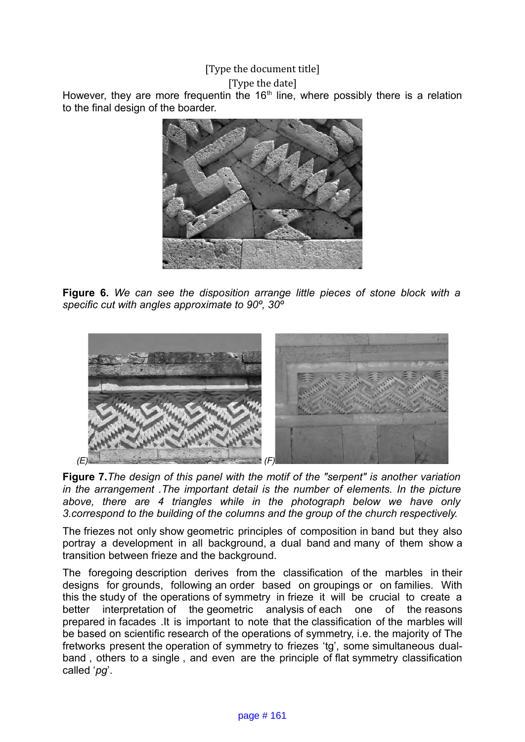However, they are more frequentin the 16th line, where possibly there is a relation to the final design of the boarder.

**Figure 6.** *We can see the disposition arrange little pieces of stone block with a specific cut with angles approximate to 90º, 30º*

(E) (F)

**Figure 7.** *The design of this panel with the motif of the "serpent" is another variation in the arrangement .The important detail is the number of elements. In the picture above, there are 4 triangles while in the photograph below we have only 3.correspond to the building of the columns and the group of the church respectively.*

The friezes not only show geometric principles of composition in band but they also portray a development in all background, a dual band and many of them show a transition between frieze and the background.

The foregoing description derives from the classification of the marbles in their designs for grounds, following an order based on groupings or on families. With this the study of the operations of symmetry in frieze it will be crucial to create a better interpretation of the geometric analysis of each one of the reasons prepared in facades .It is important to note that the classification of the marbles will be based on scientific research of the operations of symmetry, i.e. the majority of The fretworks present the operation of symmetry to friezes 'tg', some simultaneous dual-band , others to a single , and even are the principle of flat symmetry classification called '*pg*'.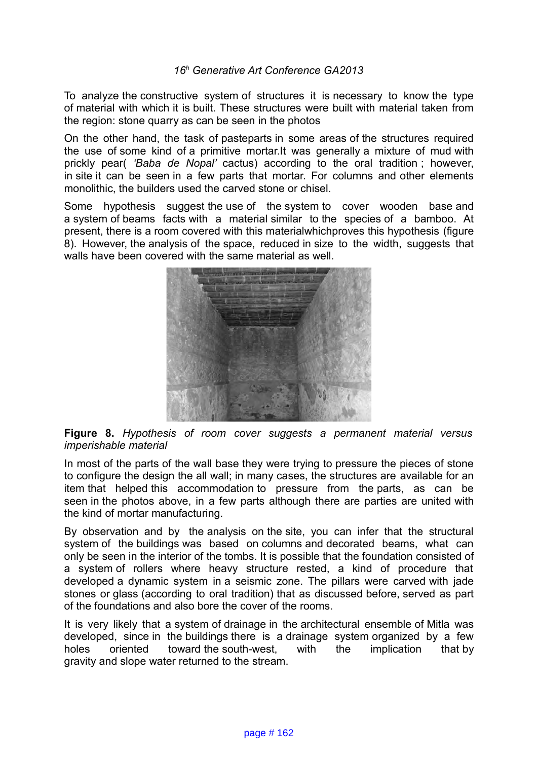To analyze the constructive system of structures it is necessary to know the type of material with which it is built. These structures were built with material taken from the region: stone quarry as can be seen in the photos

On the other hand, the task of pasteparts in some areas of the structures required the use of some kind of a primitive mortar.It was generally a mixture of mud with prickly pear( *'Baba de Nopal'* cactus) according to the oral tradition ; however, in site it can be seen in a few parts that mortar. For columns and other elements monolithic, the builders used the carved stone or chisel.

Some hypothesis suggest the use of the system to cover wooden base and a system of beams facts with a material similar to the species of a bamboo. At present, there is a room covered with this materialwhichproves this hypothesis (figure 8). However, the analysis of the space, reduced in size to the width, suggests that walls have been covered with the same material as well.

**Figure 8.** *Hypothesis of room cover suggests a permanent material versus imperishable material*

In most of the parts of the wall base they were trying to pressure the pieces of stone to configure the design the all wall; in many cases, the structures are available for an item that helped this accommodation to pressure from the parts, as can be seen in the photos above, in a few parts although there are parties are united with the kind of mortar manufacturing.

By observation and by the analysis on the site, you can infer that the structural system of the buildings was based on columns and decorated beams, what can only be seen in the interior of the tombs. It is possible that the foundation consisted of a system of rollers where heavy structure rested, a kind of procedure that developed a dynamic system in a seismic zone. The pillars were carved with jade stones or glass (according to oral tradition) that as discussed before, served as part of the foundations and also bore the cover of the rooms.

It is very likely that a system of drainage in the architectural ensemble of Mitla was developed, since in the buildings there is a drainage system organized by a few holes oriented toward the south-west, with the implication that by gravity and slope water returned to the stream.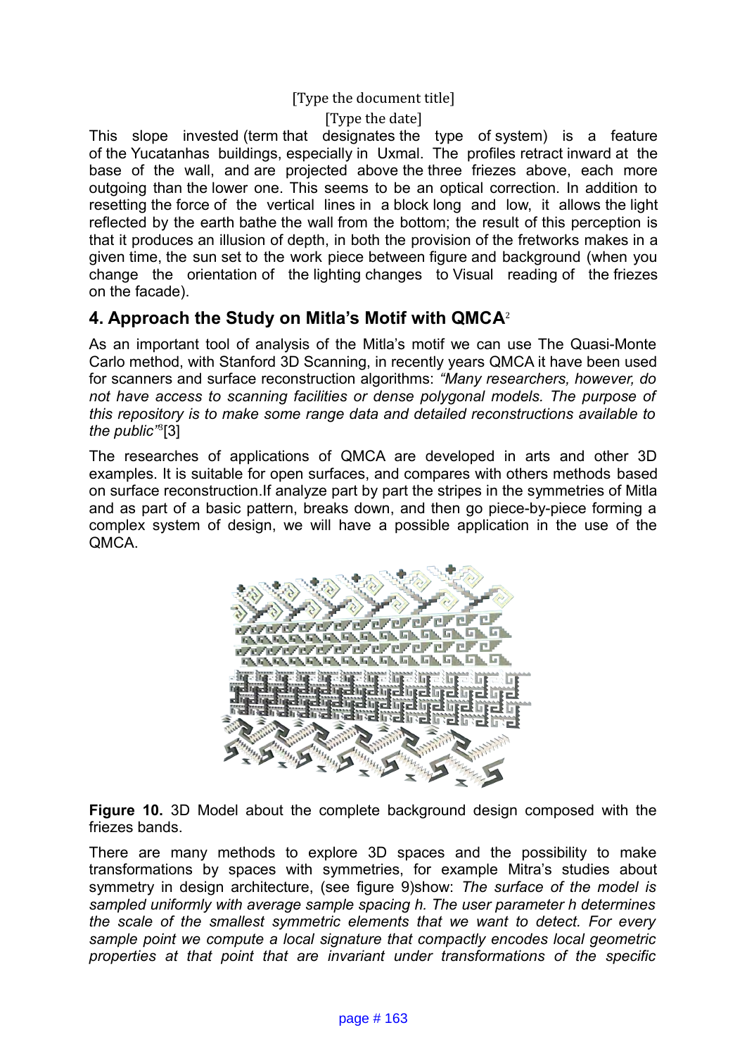This slope invested (term that designates the type of system) is a feature of the Yucatanhas buildings, especially in Uxmal. The profiles retract inward at the base of the wall, and are projected above the three friezes above, each more outgoing than the lower one. This seems to be an optical correction. In addition to resetting the force of the vertical lines in a block long and low, it allows the light reflected by the earth bathe the wall from the bottom; the result of this perception is that it produces an illusion of depth, in both the provision of the fretworks makes in a given time, the sun set to the work piece between figure and background (when you change the orientation of the lighting changes to Visual reading of the friezes on the facade).

## 4. Approach the Study on Mitla's Motif with QMCA[2]

As an important tool of analysis of the Mitla's motif we can use The Quasi-Monte Carlo method, with Stanford 3D Scanning, in recently years QMCA it have been used for scanners and surface reconstruction algorithms: *"Many researchers, however, do not have access to scanning facilities or dense polygonal models. The purpose of this repository is to make some range data and detailed reconstructions available to the public"*[3][3]

The researches of applications of QMCA are developed in arts and other 3D examples. It is suitable for open surfaces, and compares with others methods based on surface reconstruction.If analyze part by part the stripes in the symmetries of Mitla and as part of a basic pattern, breaks down, and then go piece-by-piece forming a complex system of design, we will have a possible application in the use of the QMCA.

**Figure 10.** 3D Model about the complete background design composed with the friezes bands.

There are many methods to explore 3D spaces and the possibility to make transformations by spaces with symmetries, for example Mitra's studies about symmetry in design architecture, (see figure 9)show: *The surface of the model is sampled uniformly with average sample spacing h. The user parameter h determines the scale of the smallest symmetric elements that we want to detect. For every sample point we compute a local signature that compactly encodes local geometric properties at that point that are invariant under transformations of the specific*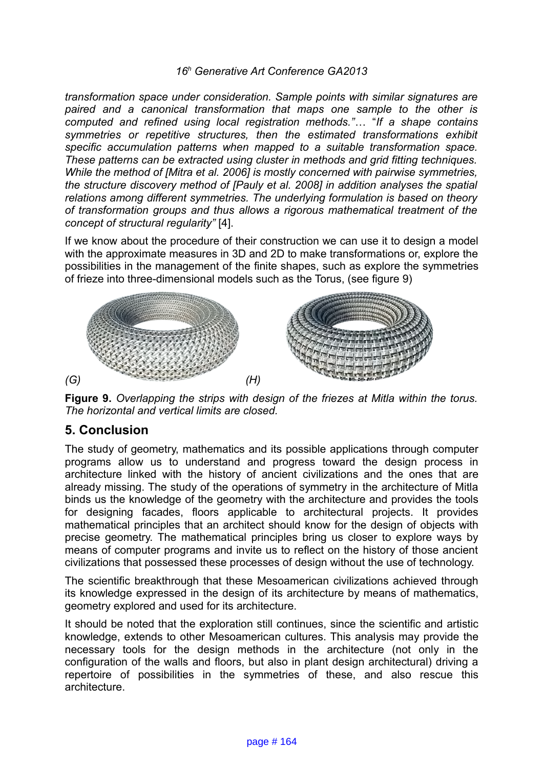*transformation space under consideration. Sample points with similar signatures are paired and a canonical transformation that maps one sample to the other is computed and refined using local registration methods."*… "*If a shape contains symmetries or repetitive structures, then the estimated transformations exhibit specific accumulation patterns when mapped to a suitable transformation space. These patterns can be extracted using cluster in methods and grid fitting techniques. While the method of [Mitra et al. 2006] is mostly concerned with pairwise symmetries, the structure discovery method of [Pauly et al. 2008] in addition analyses the spatial relations among different symmetries. The underlying formulation is based on theory of transformation groups and thus allows a rigorous mathematical treatment of the concept of structural regularity"* [4].

If we know about the procedure of their construction we can use it to design a model with the approximate measures in 3D and 2D to make transformations or, explore the possibilities in the management of the finite shapes, such as explore the symmetries of frieze into three-dimensional models such as the Torus, (see figure 9)

*(G)* *(H)*

**Figure 9.** *Overlapping the strips with design of the friezes at Mitla within the torus. The horizontal and vertical limits are closed.*

## 5. Conclusion

The study of geometry, mathematics and its possible applications through computer programs allow us to understand and progress toward the design process in architecture linked with the history of ancient civilizations and the ones that are already missing. The study of the operations of symmetry in the architecture of Mitla binds us the knowledge of the geometry with the architecture and provides the tools for designing facades, floors applicable to architectural projects. It provides mathematical principles that an architect should know for the design of objects with precise geometry. The mathematical principles bring us closer to explore ways by means of computer programs and invite us to reflect on the history of those ancient civilizations that possessed these processes of design without the use of technology.

The scientific breakthrough that these Mesoamerican civilizations achieved through its knowledge expressed in the design of its architecture by means of mathematics, geometry explored and used for its architecture.

It should be noted that the exploration still continues, since the scientific and artistic knowledge, extends to other Mesoamerican cultures. This analysis may provide the necessary tools for the design methods in the architecture (not only in the configuration of the walls and floors, but also in plant design architectural) driving a repertoire of possibilities in the symmetries of these, and also rescue this architecture.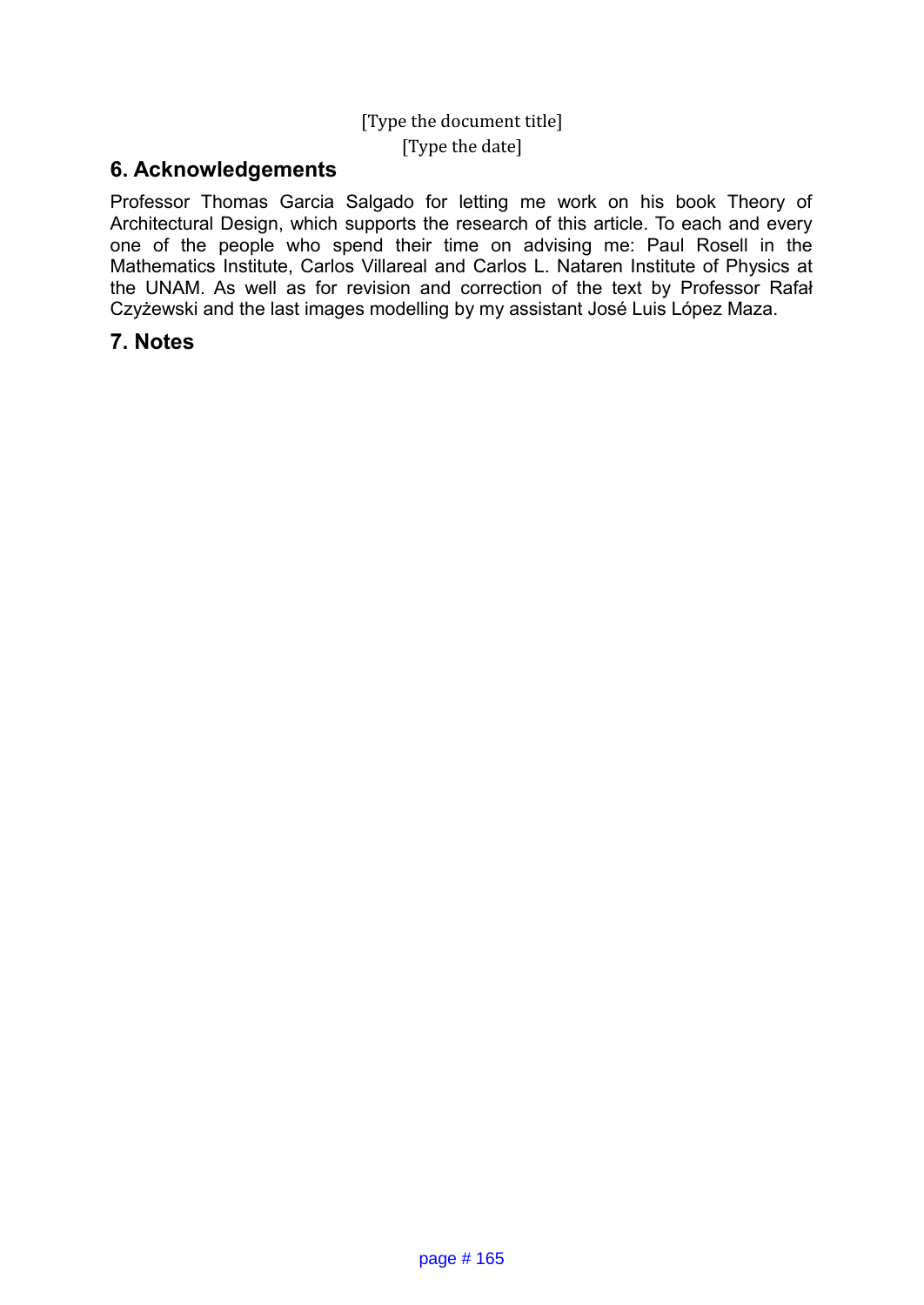## 6. Acknowledgements

Professor Thomas Garcia Salgado for letting me work on his book Theory of Architectural Design, which supports the research of this article. To each and every one of the people who spend their time on advising me: Paul Rosell in the Mathematics Institute, Carlos Villareal and Carlos L. Nataren Institute of Physics at the UNAM. As well as for revision and correction of the text by Professor Rafał Czyżewski and the last images modelling by my assistant José Luis López Maza.

## 7. Notes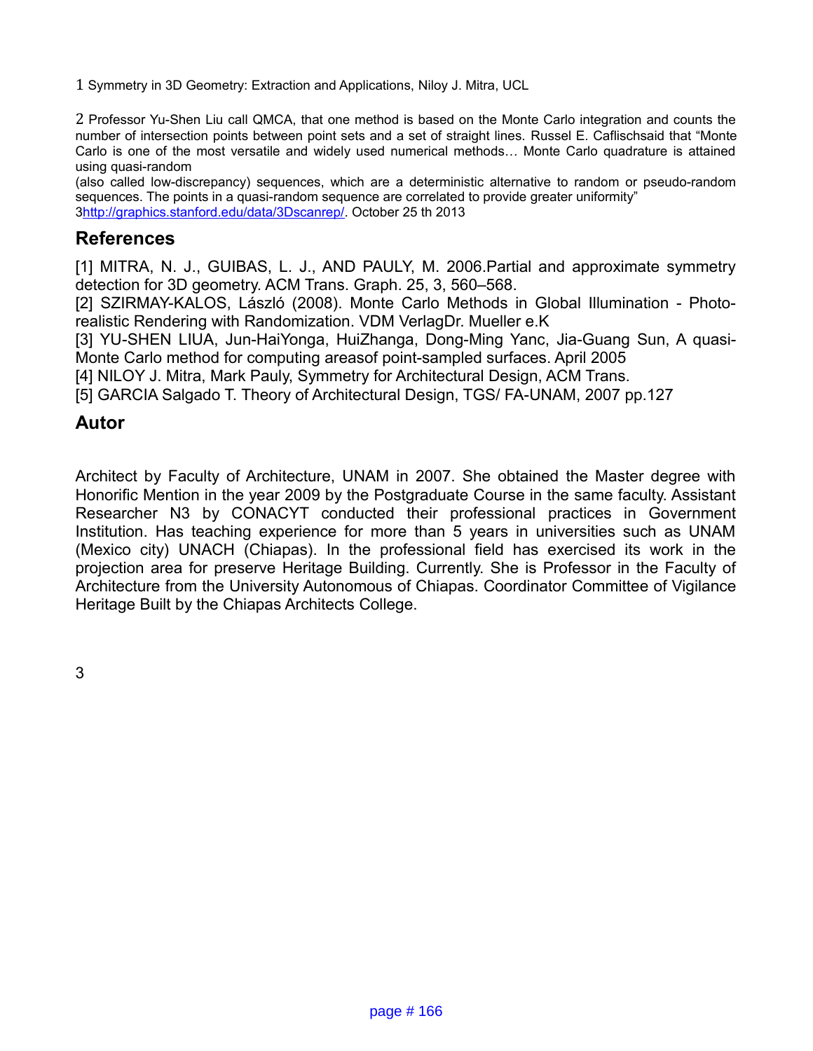1 Symmetry in 3D Geometry: Extraction and Applications, Niloy J. Mitra, UCL

2 Professor Yu-Shen Liu call QMCA, that one method is based on the Monte Carlo integration and counts the number of intersection points between point sets and a set of straight lines. Russel E. Caflischsaid that "Monte Carlo is one of the most versatile and widely used numerical methods… Monte Carlo quadrature is attained using quasi-random
(also called low-discrepancy) sequences, which are a deterministic alternative to random or pseudo-random sequences. The points in a quasi-random sequence are correlated to provide greater uniformity"
3http://graphics.stanford.edu/data/3Dscanrep/. October 25 th 2013

## References

[1] MITRA, N. J., GUIBAS, L. J., AND PAULY, M. 2006.Partial and approximate symmetry detection for 3D geometry. ACM Trans. Graph. 25, 3, 560–568.
[2] SZIRMAY-KALOS, László (2008). Monte Carlo Methods in Global Illumination - Photo-realistic Rendering with Randomization. VDM VerlagDr. Mueller e.K
[3] YU-SHEN LIUA, Jun-HaiYonga, HuiZhanga, Dong-Ming Yanc, Jia-Guang Sun, A quasi-Monte Carlo method for computing areasof point-sampled surfaces. April 2005
[4] NILOY J. Mitra, Mark Pauly, Symmetry for Architectural Design, ACM Trans.
[5] GARCIA Salgado T. Theory of Architectural Design, TGS/ FA-UNAM, 2007 pp.127

## Autor

Architect by Faculty of Architecture, UNAM in 2007. She obtained the Master degree with Honorific Mention in the year 2009 by the Postgraduate Course in the same faculty. Assistant Researcher N3 by CONACYT conducted their professional practices in Government Institution. Has teaching experience for more than 5 years in universities such as UNAM (Mexico city) UNACH (Chiapas). In the professional field has exercised its work in the projection area for preserve Heritage Building. Currently. She is Professor in the Faculty of Architecture from the University Autonomous of Chiapas. Coordinator Committee of Vigilance Heritage Built by the Chiapas Architects College.

3